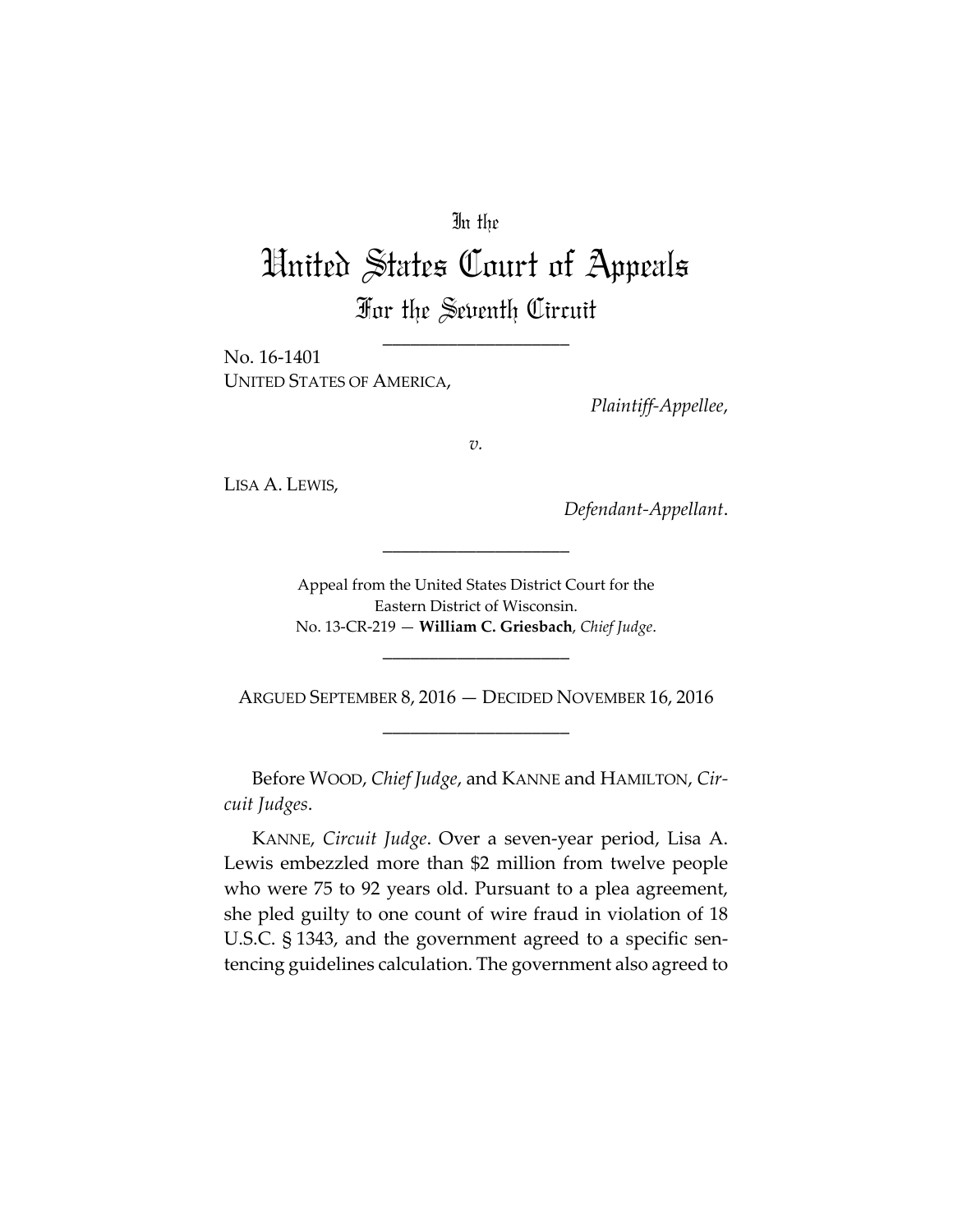In the

# United States Court of Appeals

## For the Seventh Circuit

---

No. 16-1401

UNITED STATES OF AMERICA,

*Plaintiff-Appellee*,

*v.*

LISA A. LEWIS,

*Defendant-Appellant*.

---

Appeal from the United States District Court for the Eastern District of Wisconsin.
No. 13-CR-219 — **William C. Griesbach**, *Chief Judge*.

---

ARGUED SEPTEMBER 8, 2016 — DECIDED NOVEMBER 16, 2016

---

Before WOOD, *Chief Judge*, and KANNE and HAMILTON, *Circuit Judges*.

KANNE, *Circuit Judge*. Over a seven-year period, Lisa A. Lewis embezzled more than $2 million from twelve people who were 75 to 92 years old. Pursuant to a plea agreement, she pled guilty to one count of wire fraud in violation of 18 U.S.C. § 1343, and the government agreed to a specific sentencing guidelines calculation. The government also agreed to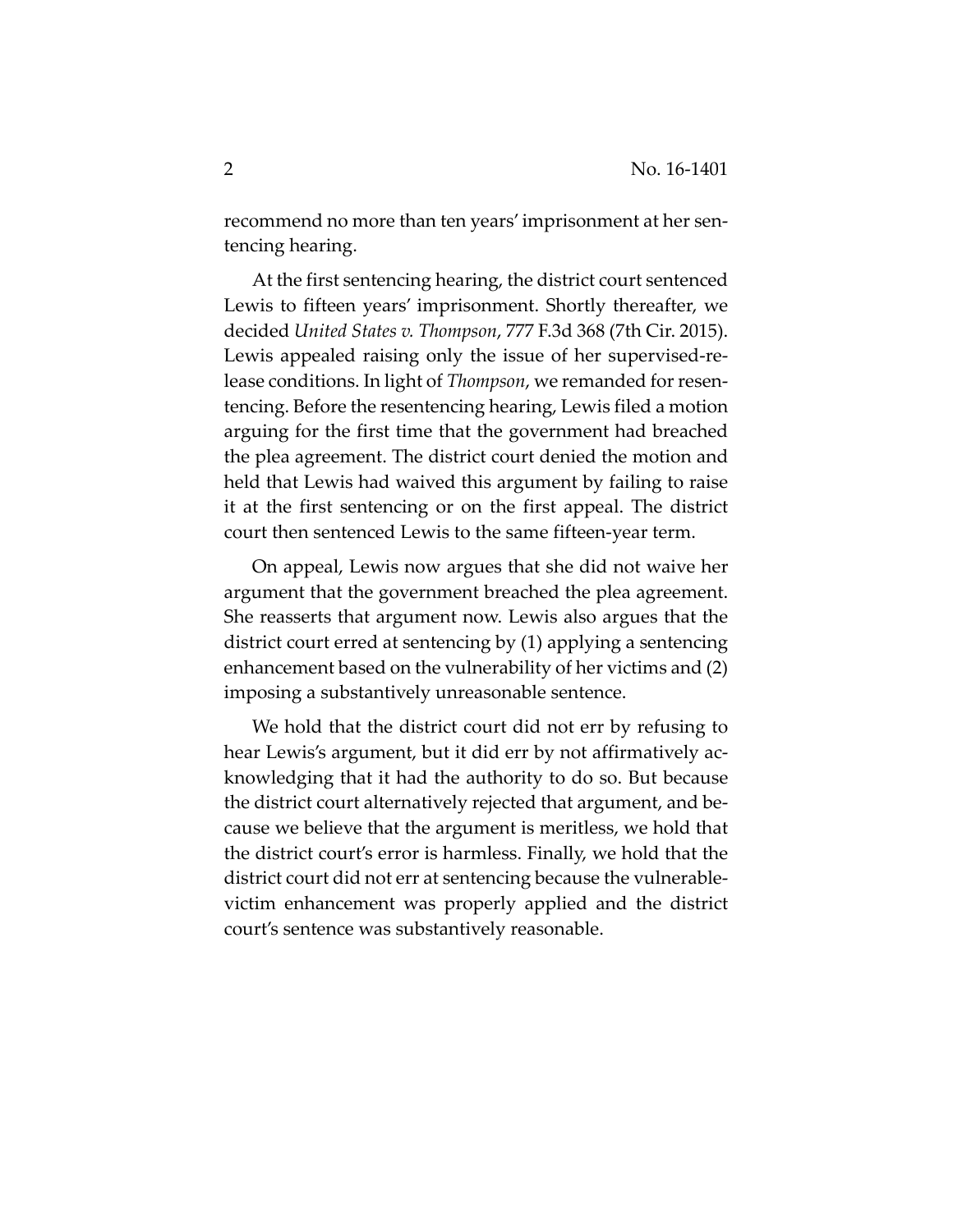recommend no more than ten years' imprisonment at her sentencing hearing.

At the first sentencing hearing, the district court sentenced Lewis to fifteen years' imprisonment. Shortly thereafter, we decided *United States v. Thompson*, 777 F.3d 368 (7th Cir. 2015). Lewis appealed raising only the issue of her supervised-release conditions. In light of *Thompson*, we remanded for resentencing. Before the resentencing hearing, Lewis filed a motion arguing for the first time that the government had breached the plea agreement. The district court denied the motion and held that Lewis had waived this argument by failing to raise it at the first sentencing or on the first appeal. The district court then sentenced Lewis to the same fifteen-year term.

On appeal, Lewis now argues that she did not waive her argument that the government breached the plea agreement. She reasserts that argument now. Lewis also argues that the district court erred at sentencing by (1) applying a sentencing enhancement based on the vulnerability of her victims and (2) imposing a substantively unreasonable sentence.

We hold that the district court did not err by refusing to hear Lewis's argument, but it did err by not affirmatively acknowledging that it had the authority to do so. But because the district court alternatively rejected that argument, and because we believe that the argument is meritless, we hold that the district court's error is harmless. Finally, we hold that the district court did not err at sentencing because the vulnerable-victim enhancement was properly applied and the district court's sentence was substantively reasonable.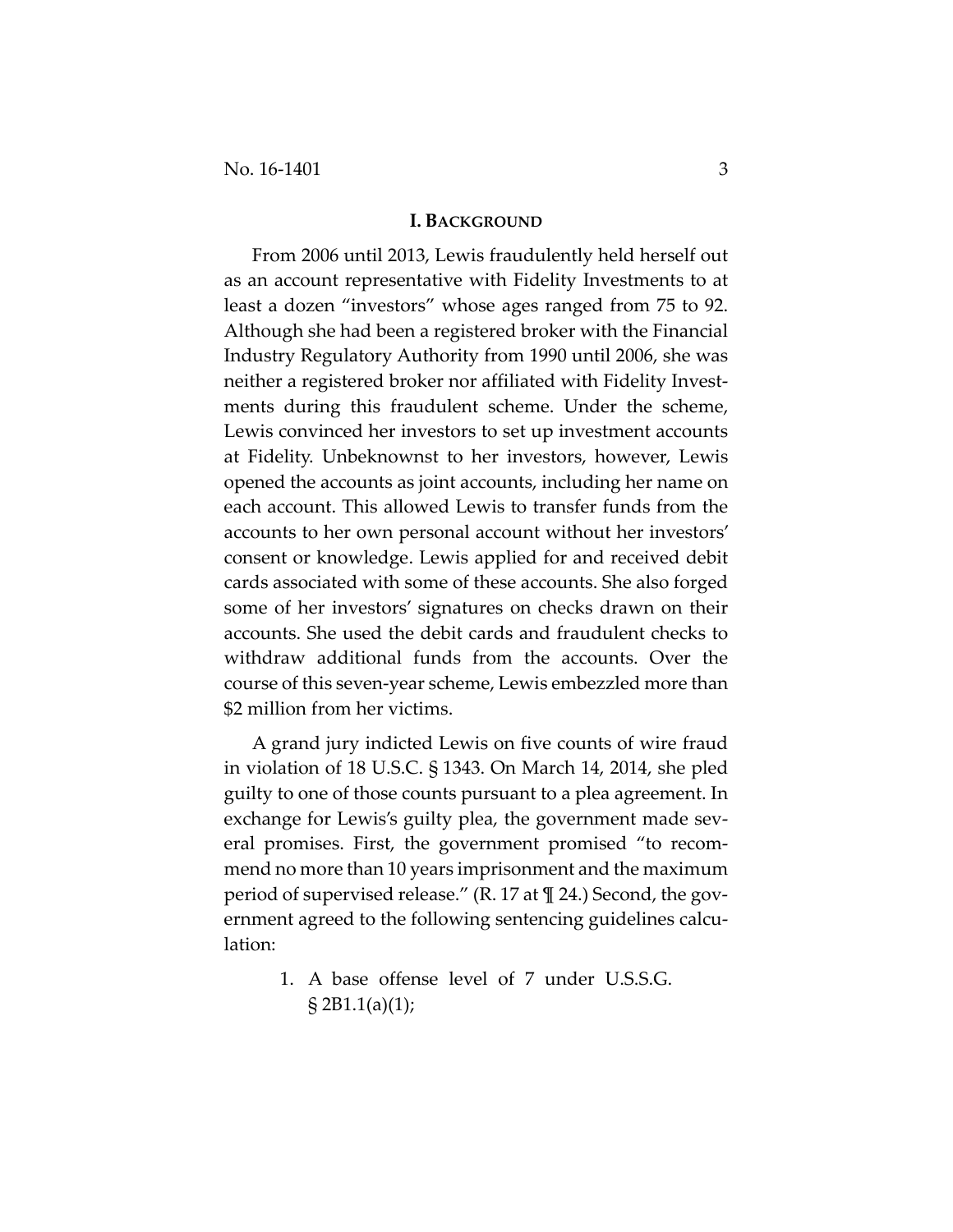## I. BACKGROUND

From 2006 until 2013, Lewis fraudulently held herself out as an account representative with Fidelity Investments to at least a dozen "investors" whose ages ranged from 75 to 92. Although she had been a registered broker with the Financial Industry Regulatory Authority from 1990 until 2006, she was neither a registered broker nor affiliated with Fidelity Investments during this fraudulent scheme. Under the scheme, Lewis convinced her investors to set up investment accounts at Fidelity. Unbeknownst to her investors, however, Lewis opened the accounts as joint accounts, including her name on each account. This allowed Lewis to transfer funds from the accounts to her own personal account without her investors' consent or knowledge. Lewis applied for and received debit cards associated with some of these accounts. She also forged some of her investors' signatures on checks drawn on their accounts. She used the debit cards and fraudulent checks to withdraw additional funds from the accounts. Over the course of this seven-year scheme, Lewis embezzled more than $2 million from her victims.

A grand jury indicted Lewis on five counts of wire fraud in violation of 18 U.S.C. § 1343. On March 14, 2014, she pled guilty to one of those counts pursuant to a plea agreement. In exchange for Lewis's guilty plea, the government made several promises. First, the government promised "to recommend no more than 10 years imprisonment and the maximum period of supervised release." (R. 17 at ¶ 24.) Second, the government agreed to the following sentencing guidelines calculation:

1. A base offense level of 7 under U.S.S.G. § 2B1.1(a)(1);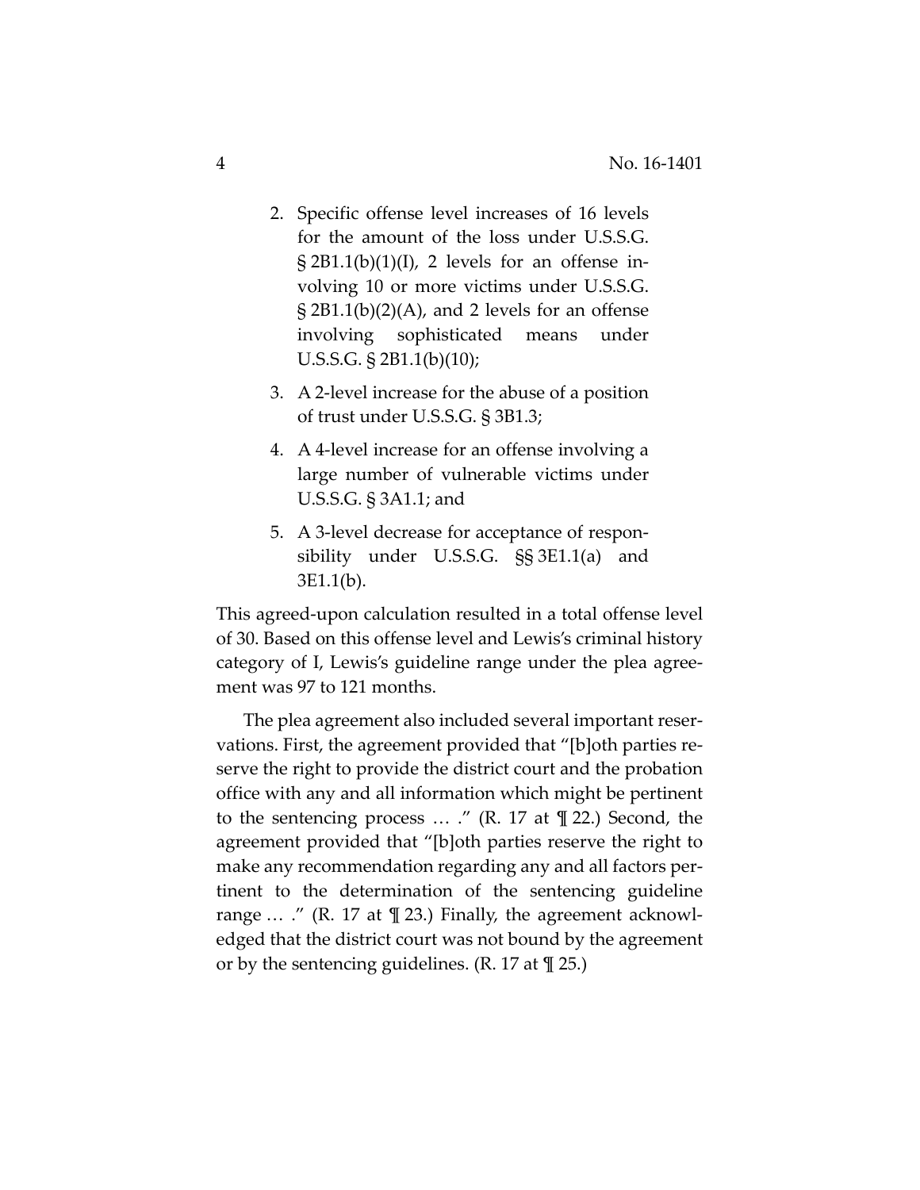2. Specific offense level increases of 16 levels for the amount of the loss under U.S.S.G. § 2B1.1(b)(1)(I), 2 levels for an offense involving 10 or more victims under U.S.S.G. § 2B1.1(b)(2)(A), and 2 levels for an offense involving sophisticated means under U.S.S.G. § 2B1.1(b)(10);

3. A 2-level increase for the abuse of a position of trust under U.S.S.G. § 3B1.3;

4. A 4-level increase for an offense involving a large number of vulnerable victims under U.S.S.G. § 3A1.1; and

5. A 3-level decrease for acceptance of responsibility under U.S.S.G. §§ 3E1.1(a) and 3E1.1(b).

This agreed-upon calculation resulted in a total offense level of 30. Based on this offense level and Lewis's criminal history category of I, Lewis's guideline range under the plea agreement was 97 to 121 months.

The plea agreement also included several important reservations. First, the agreement provided that "[b]oth parties reserve the right to provide the district court and the probation office with any and all information which might be pertinent to the sentencing process … ." (R. 17 at ¶ 22.) Second, the agreement provided that "[b]oth parties reserve the right to make any recommendation regarding any and all factors pertinent to the determination of the sentencing guideline range … ." (R. 17 at ¶ 23.) Finally, the agreement acknowledged that the district court was not bound by the agreement or by the sentencing guidelines. (R. 17 at ¶ 25.)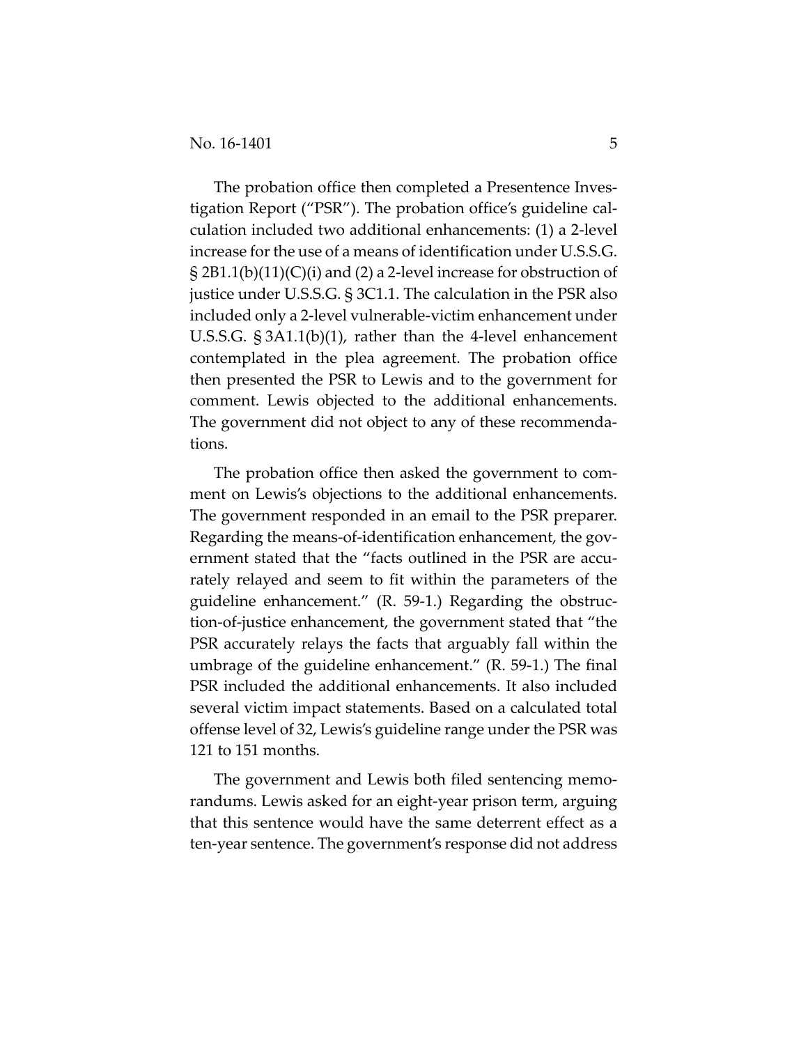The probation office then completed a Presentence Investigation Report ("PSR"). The probation office's guideline calculation included two additional enhancements: (1) a 2-level increase for the use of a means of identification under U.S.S.G. § 2B1.1(b)(11)(C)(i) and (2) a 2-level increase for obstruction of justice under U.S.S.G. § 3C1.1. The calculation in the PSR also included only a 2-level vulnerable-victim enhancement under U.S.S.G. § 3A1.1(b)(1), rather than the 4-level enhancement contemplated in the plea agreement. The probation office then presented the PSR to Lewis and to the government for comment. Lewis objected to the additional enhancements. The government did not object to any of these recommendations.

The probation office then asked the government to comment on Lewis's objections to the additional enhancements. The government responded in an email to the PSR preparer. Regarding the means-of-identification enhancement, the government stated that the "facts outlined in the PSR are accurately relayed and seem to fit within the parameters of the guideline enhancement." (R. 59-1.) Regarding the obstruction-of-justice enhancement, the government stated that "the PSR accurately relays the facts that arguably fall within the umbrage of the guideline enhancement." (R. 59-1.) The final PSR included the additional enhancements. It also included several victim impact statements. Based on a calculated total offense level of 32, Lewis's guideline range under the PSR was 121 to 151 months.

The government and Lewis both filed sentencing memorandums. Lewis asked for an eight-year prison term, arguing that this sentence would have the same deterrent effect as a ten-year sentence. The government's response did not address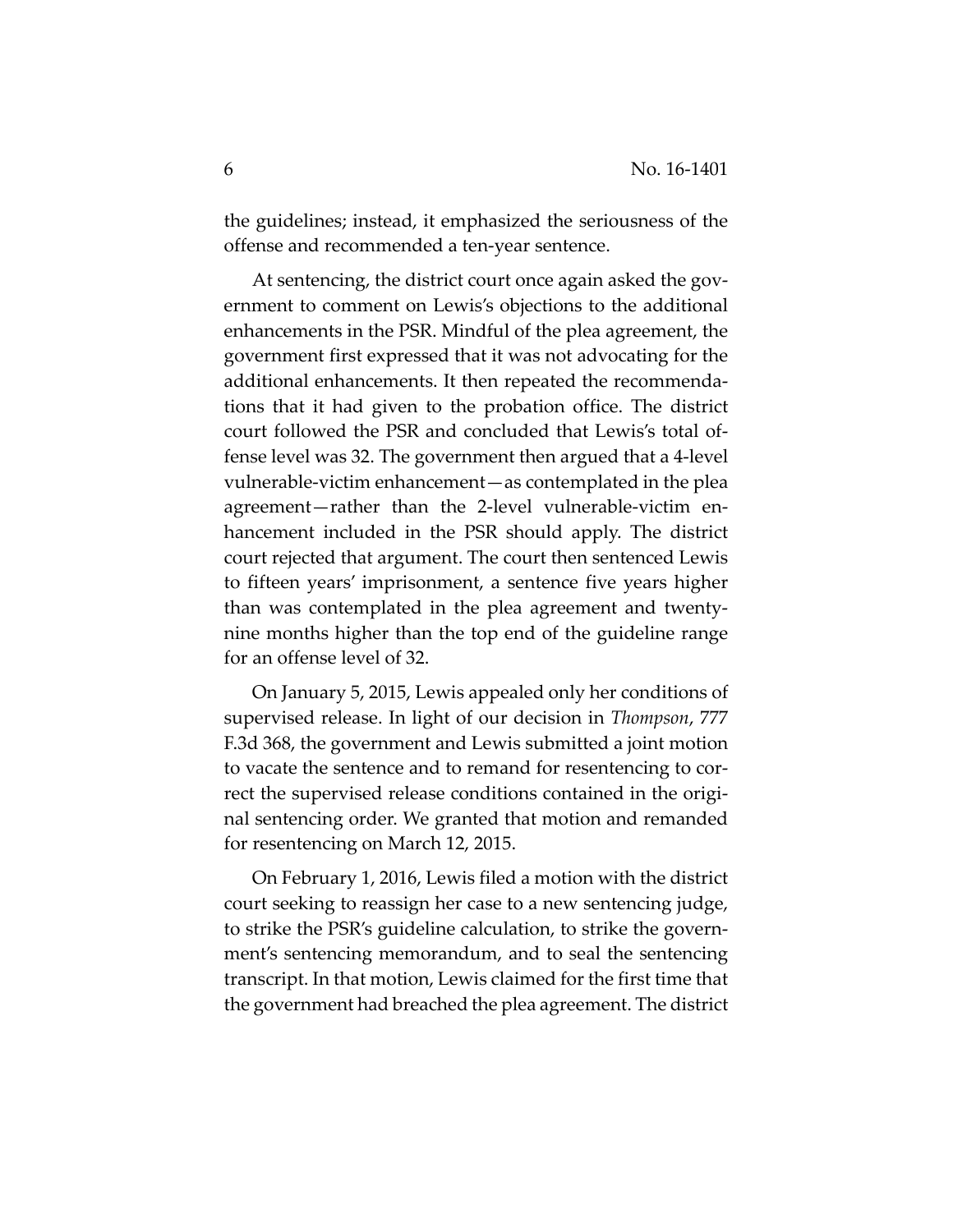the guidelines; instead, it emphasized the seriousness of the offense and recommended a ten-year sentence.

At sentencing, the district court once again asked the government to comment on Lewis's objections to the additional enhancements in the PSR. Mindful of the plea agreement, the government first expressed that it was not advocating for the additional enhancements. It then repeated the recommendations that it had given to the probation office. The district court followed the PSR and concluded that Lewis's total offense level was 32. The government then argued that a 4-level vulnerable-victim enhancement—as contemplated in the plea agreement—rather than the 2-level vulnerable-victim enhancement included in the PSR should apply. The district court rejected that argument. The court then sentenced Lewis to fifteen years' imprisonment, a sentence five years higher than was contemplated in the plea agreement and twenty-nine months higher than the top end of the guideline range for an offense level of 32.

On January 5, 2015, Lewis appealed only her conditions of supervised release. In light of our decision in *Thompson*, 777 F.3d 368, the government and Lewis submitted a joint motion to vacate the sentence and to remand for resentencing to correct the supervised release conditions contained in the original sentencing order. We granted that motion and remanded for resentencing on March 12, 2015.

On February 1, 2016, Lewis filed a motion with the district court seeking to reassign her case to a new sentencing judge, to strike the PSR's guideline calculation, to strike the government's sentencing memorandum, and to seal the sentencing transcript. In that motion, Lewis claimed for the first time that the government had breached the plea agreement. The district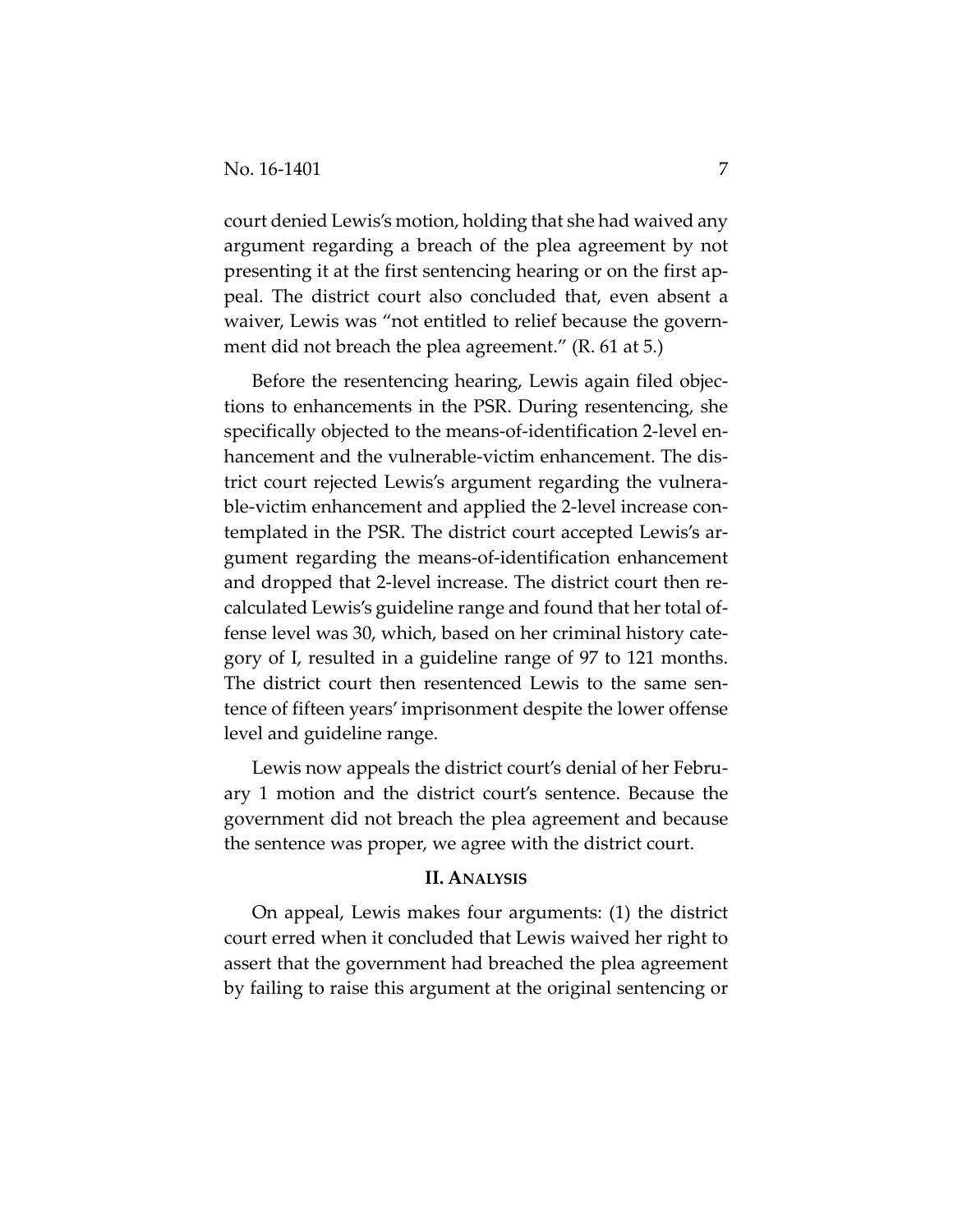court denied Lewis's motion, holding that she had waived any argument regarding a breach of the plea agreement by not presenting it at the first sentencing hearing or on the first appeal. The district court also concluded that, even absent a waiver, Lewis was "not entitled to relief because the government did not breach the plea agreement." (R. 61 at 5.)

Before the resentencing hearing, Lewis again filed objections to enhancements in the PSR. During resentencing, she specifically objected to the means-of-identification 2-level enhancement and the vulnerable-victim enhancement. The district court rejected Lewis's argument regarding the vulnerable-victim enhancement and applied the 2-level increase contemplated in the PSR. The district court accepted Lewis's argument regarding the means-of-identification enhancement and dropped that 2-level increase. The district court then recalculated Lewis's guideline range and found that her total offense level was 30, which, based on her criminal history category of I, resulted in a guideline range of 97 to 121 months. The district court then resentenced Lewis to the same sentence of fifteen years' imprisonment despite the lower offense level and guideline range.

Lewis now appeals the district court's denial of her February 1 motion and the district court's sentence. Because the government did not breach the plea agreement and because the sentence was proper, we agree with the district court.

## II. Analysis

On appeal, Lewis makes four arguments: (1) the district court erred when it concluded that Lewis waived her right to assert that the government had breached the plea agreement by failing to raise this argument at the original sentencing or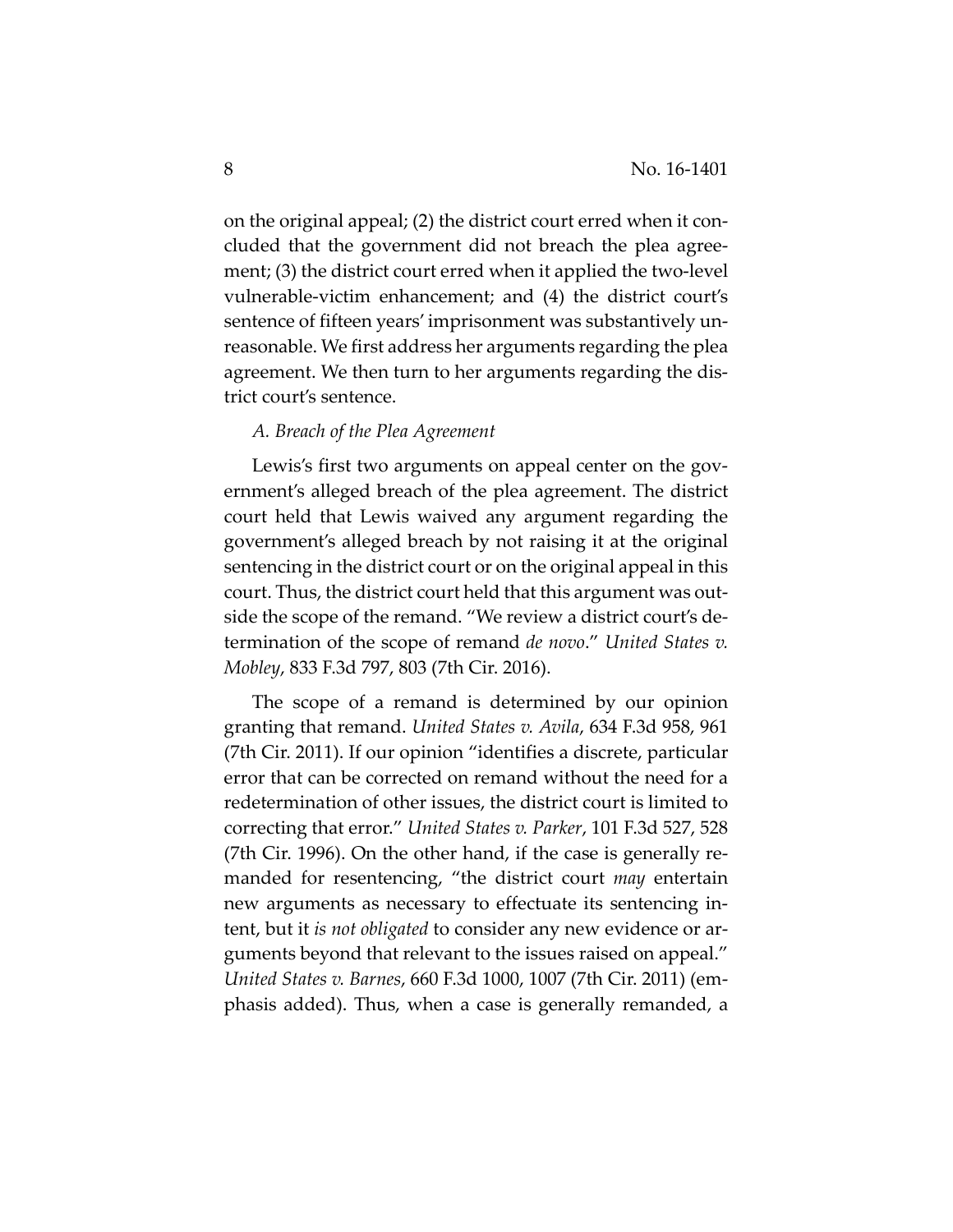on the original appeal; (2) the district court erred when it concluded that the government did not breach the plea agreement; (3) the district court erred when it applied the two-level vulnerable-victim enhancement; and (4) the district court's sentence of fifteen years' imprisonment was substantively unreasonable. We first address her arguments regarding the plea agreement. We then turn to her arguments regarding the district court's sentence.

### *A. Breach of the Plea Agreement*

Lewis's first two arguments on appeal center on the government's alleged breach of the plea agreement. The district court held that Lewis waived any argument regarding the government's alleged breach by not raising it at the original sentencing in the district court or on the original appeal in this court. Thus, the district court held that this argument was outside the scope of the remand. "We review a district court's determination of the scope of remand *de novo*." *United States v. Mobley*, 833 F.3d 797, 803 (7th Cir. 2016).

The scope of a remand is determined by our opinion granting that remand. *United States v. Avila*, 634 F.3d 958, 961 (7th Cir. 2011). If our opinion "identifies a discrete, particular error that can be corrected on remand without the need for a redetermination of other issues, the district court is limited to correcting that error." *United States v. Parker*, 101 F.3d 527, 528 (7th Cir. 1996). On the other hand, if the case is generally remanded for resentencing, "the district court *may* entertain new arguments as necessary to effectuate its sentencing intent, but it *is not obligated* to consider any new evidence or arguments beyond that relevant to the issues raised on appeal." *United States v. Barnes*, 660 F.3d 1000, 1007 (7th Cir. 2011) (emphasis added). Thus, when a case is generally remanded, a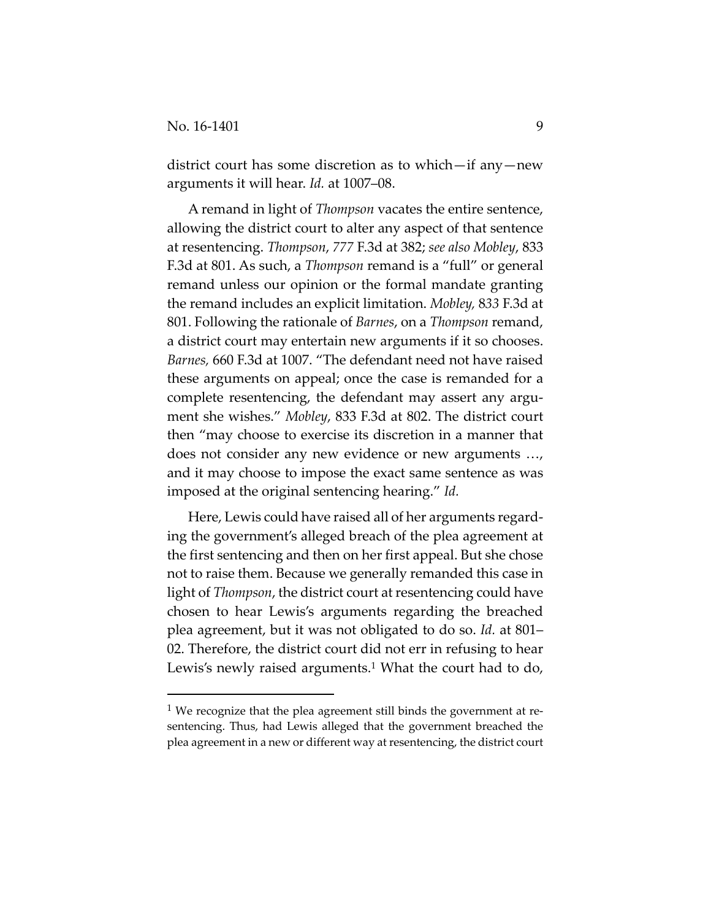district court has some discretion as to which—if any—new arguments it will hear. *Id.* at 1007–08.

A remand in light of *Thompson* vacates the entire sentence, allowing the district court to alter any aspect of that sentence at resentencing. *Thompson*, *777* F.3d at 382; *see also Mobley*, 833 F.3d at 801. As such, a *Thompson* remand is a "full" or general remand unless our opinion or the formal mandate granting the remand includes an explicit limitation. *Mobley, 833* F.3d at 801. Following the rationale of *Barnes*, on a *Thompson* remand, a district court may entertain new arguments if it so chooses. *Barnes,* 660 F.3d at 1007. "The defendant need not have raised these arguments on appeal; once the case is remanded for a complete resentencing, the defendant may assert any argument she wishes." *Mobley*, 833 F.3d at 802. The district court then "may choose to exercise its discretion in a manner that does not consider any new evidence or new arguments …, and it may choose to impose the exact same sentence as was imposed at the original sentencing hearing." *Id.*

Here, Lewis could have raised all of her arguments regarding the government's alleged breach of the plea agreement at the first sentencing and then on her first appeal. But she chose not to raise them. Because we generally remanded this case in light of *Thompson*, the district court at resentencing could have chosen to hear Lewis's arguments regarding the breached plea agreement, but it was not obligated to do so. *Id.* at 801–02. Therefore, the district court did not err in refusing to hear Lewis's newly raised arguments.[1] What the court had to do,

[1] We recognize that the plea agreement still binds the government at resentencing. Thus, had Lewis alleged that the government breached the plea agreement in a new or different way at resentencing, the district court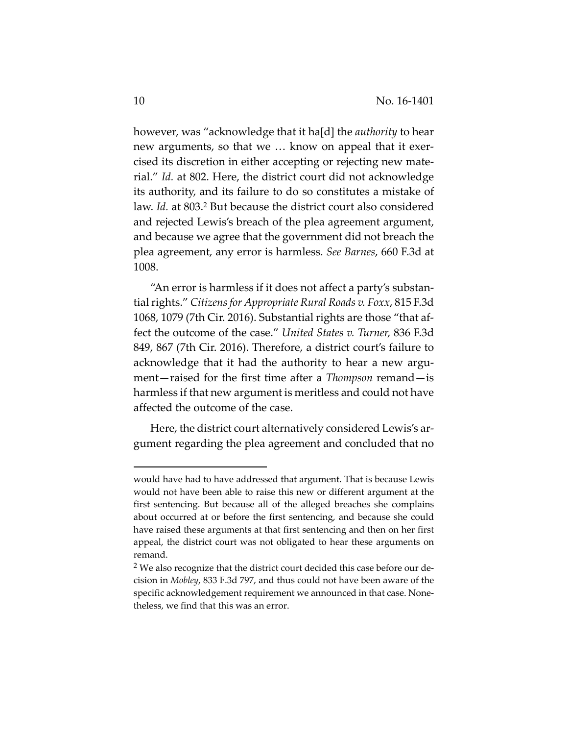however, was "acknowledge that it ha[d] the *authority* to hear new arguments, so that we … know on appeal that it exercised its discretion in either accepting or rejecting new material." *Id.* at 802. Here, the district court did not acknowledge its authority, and its failure to do so constitutes a mistake of law. *Id.* at 803.[2] But because the district court also considered and rejected Lewis's breach of the plea agreement argument, and because we agree that the government did not breach the plea agreement, any error is harmless. *See Barnes*, 660 F.3d at 1008.

"An error is harmless if it does not affect a party's substantial rights." *Citizens for Appropriate Rural Roads v. Foxx*, 815 F.3d 1068, 1079 (7th Cir. 2016). Substantial rights are those "that affect the outcome of the case." *United States v. Turner,* 836 F.3d 849, 867 (7th Cir. 2016). Therefore, a district court's failure to acknowledge that it had the authority to hear a new argument—raised for the first time after a *Thompson* remand—is harmless if that new argument is meritless and could not have affected the outcome of the case.

Here, the district court alternatively considered Lewis's argument regarding the plea agreement and concluded that no

---

would have had to have addressed that argument. That is because Lewis would not have been able to raise this new or different argument at the first sentencing. But because all of the alleged breaches she complains about occurred at or before the first sentencing, and because she could have raised these arguments at that first sentencing and then on her first appeal, the district court was not obligated to hear these arguments on remand.

[2] We also recognize that the district court decided this case before our decision in *Mobley*, 833 F.3d 797, and thus could not have been aware of the specific acknowledgement requirement we announced in that case. Nonetheless, we find that this was an error.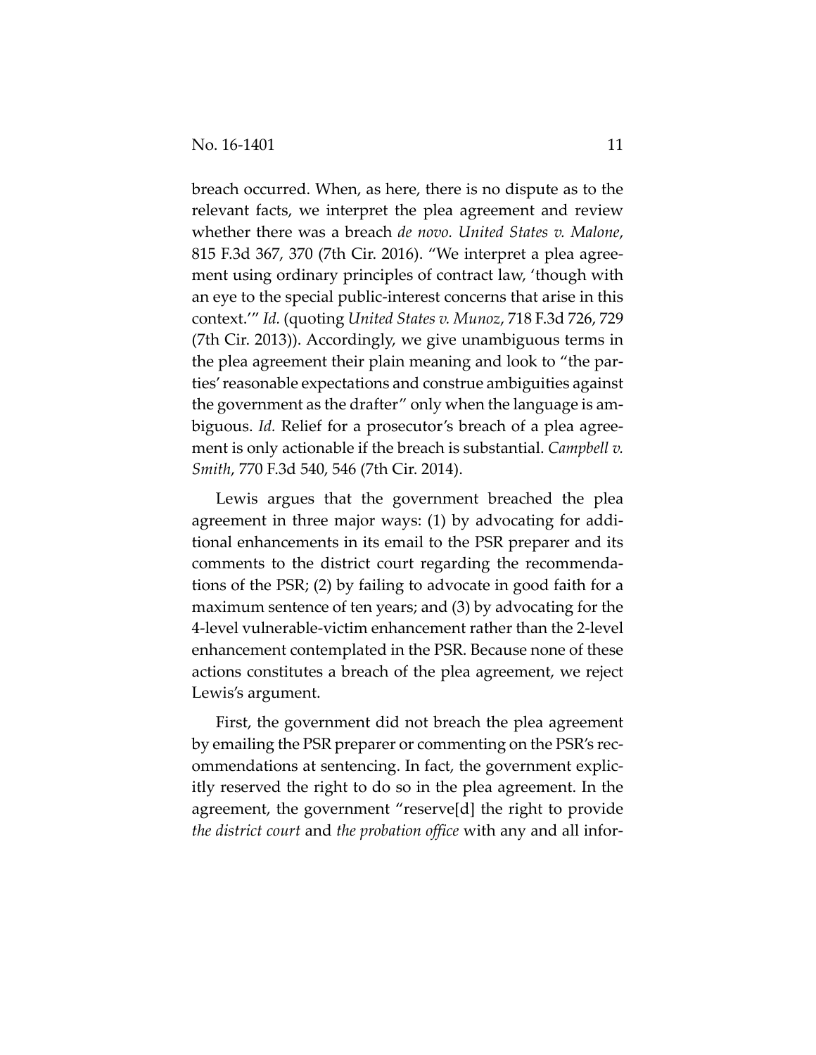breach occurred. When, as here, there is no dispute as to the relevant facts, we interpret the plea agreement and review whether there was a breach *de novo*. *United States v. Malone*, 815 F.3d 367, 370 (7th Cir. 2016). "We interpret a plea agreement using ordinary principles of contract law, 'though with an eye to the special public-interest concerns that arise in this context.'" *Id.* (quoting *United States v. Munoz*, 718 F.3d 726, 729 (7th Cir. 2013)). Accordingly, we give unambiguous terms in the plea agreement their plain meaning and look to "the parties' reasonable expectations and construe ambiguities against the government as the drafter" only when the language is ambiguous. *Id.* Relief for a prosecutor's breach of a plea agreement is only actionable if the breach is substantial. *Campbell v. Smith*, 770 F.3d 540, 546 (7th Cir. 2014).

Lewis argues that the government breached the plea agreement in three major ways: (1) by advocating for additional enhancements in its email to the PSR preparer and its comments to the district court regarding the recommendations of the PSR; (2) by failing to advocate in good faith for a maximum sentence of ten years; and (3) by advocating for the 4-level vulnerable-victim enhancement rather than the 2-level enhancement contemplated in the PSR. Because none of these actions constitutes a breach of the plea agreement, we reject Lewis's argument.

First, the government did not breach the plea agreement by emailing the PSR preparer or commenting on the PSR's recommendations at sentencing. In fact, the government explicitly reserved the right to do so in the plea agreement. In the agreement, the government "reserve[d] the right to provide *the district court* and *the probation office* with any and all infor-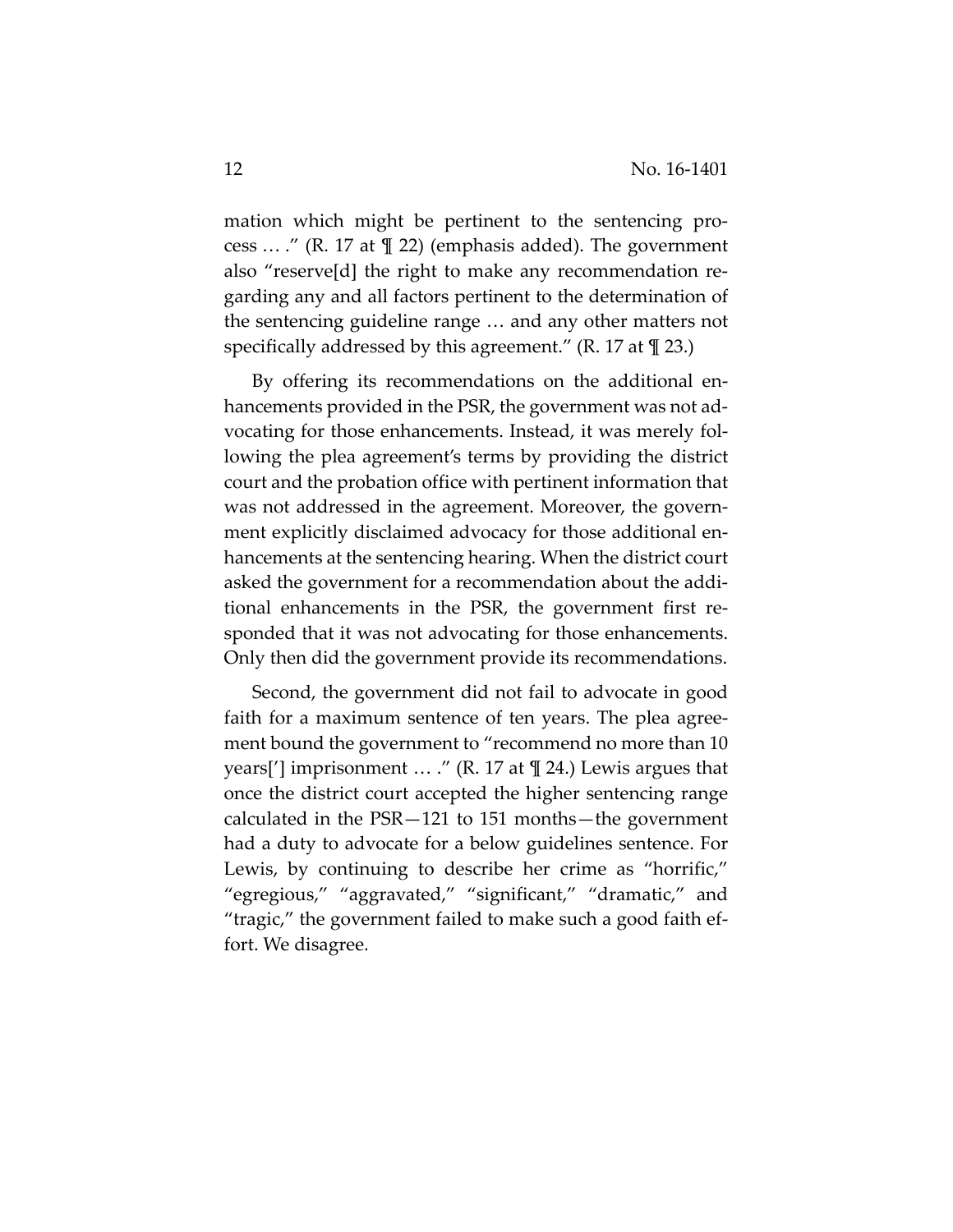mation which might be pertinent to the sentencing process … ." (R. 17 at ¶ 22) (emphasis added). The government also "reserve[d] the right to make any recommendation regarding any and all factors pertinent to the determination of the sentencing guideline range … and any other matters not specifically addressed by this agreement." (R. 17 at ¶ 23.)

By offering its recommendations on the additional enhancements provided in the PSR, the government was not advocating for those enhancements. Instead, it was merely following the plea agreement's terms by providing the district court and the probation office with pertinent information that was not addressed in the agreement. Moreover, the government explicitly disclaimed advocacy for those additional enhancements at the sentencing hearing. When the district court asked the government for a recommendation about the additional enhancements in the PSR, the government first responded that it was not advocating for those enhancements. Only then did the government provide its recommendations.

Second, the government did not fail to advocate in good faith for a maximum sentence of ten years. The plea agreement bound the government to "recommend no more than 10 years['] imprisonment … ." (R. 17 at ¶ 24.) Lewis argues that once the district court accepted the higher sentencing range calculated in the PSR—121 to 151 months—the government had a duty to advocate for a below guidelines sentence. For Lewis, by continuing to describe her crime as "horrific," "egregious," "aggravated," "significant," "dramatic," and "tragic," the government failed to make such a good faith effort. We disagree.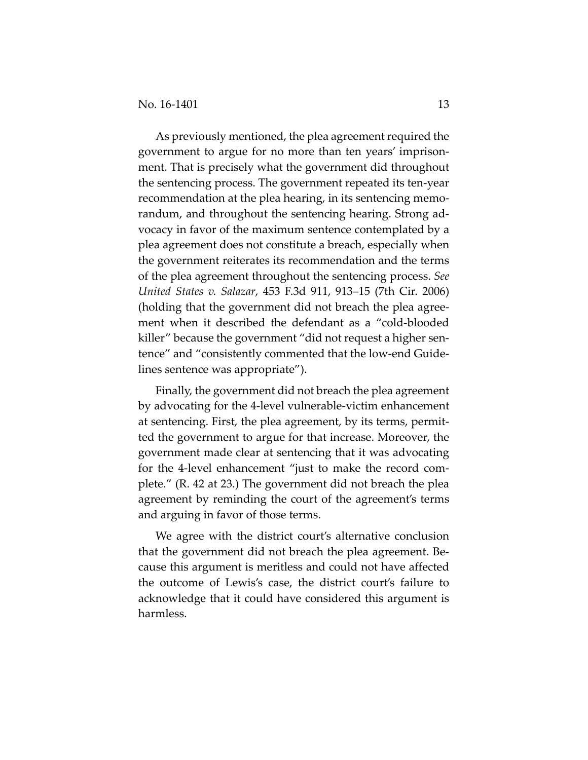As previously mentioned, the plea agreement required the government to argue for no more than ten years' imprisonment. That is precisely what the government did throughout the sentencing process. The government repeated its ten-year recommendation at the plea hearing, in its sentencing memorandum, and throughout the sentencing hearing. Strong advocacy in favor of the maximum sentence contemplated by a plea agreement does not constitute a breach, especially when the government reiterates its recommendation and the terms of the plea agreement throughout the sentencing process. *See United States v. Salazar*, 453 F.3d 911, 913–15 (7th Cir. 2006) (holding that the government did not breach the plea agreement when it described the defendant as a "cold-blooded killer" because the government "did not request a higher sentence" and "consistently commented that the low-end Guidelines sentence was appropriate").

Finally, the government did not breach the plea agreement by advocating for the 4-level vulnerable-victim enhancement at sentencing. First, the plea agreement, by its terms, permitted the government to argue for that increase. Moreover, the government made clear at sentencing that it was advocating for the 4-level enhancement "just to make the record complete." (R. 42 at 23.) The government did not breach the plea agreement by reminding the court of the agreement's terms and arguing in favor of those terms.

We agree with the district court's alternative conclusion that the government did not breach the plea agreement. Because this argument is meritless and could not have affected the outcome of Lewis's case, the district court's failure to acknowledge that it could have considered this argument is harmless.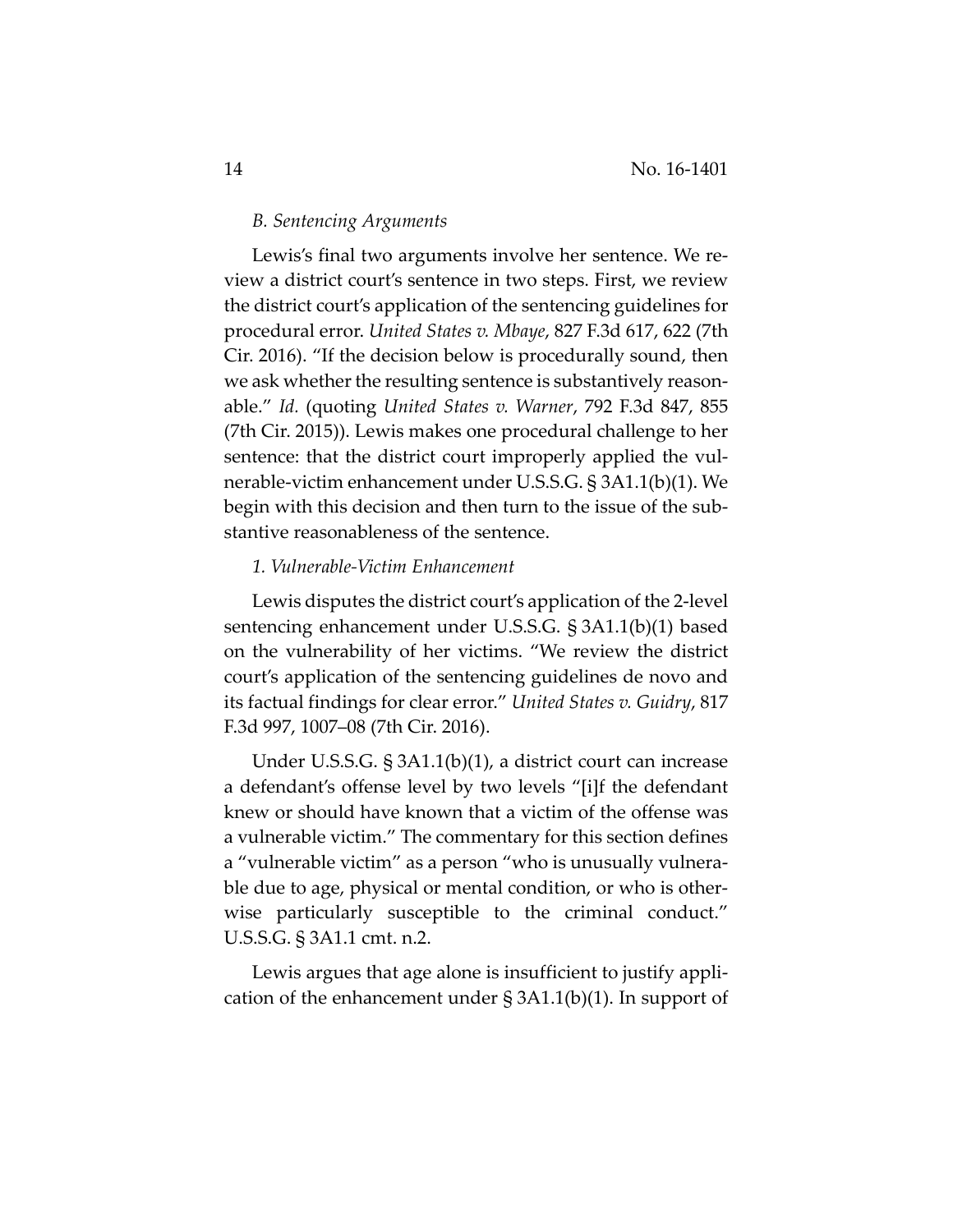*B. Sentencing Arguments*

Lewis's final two arguments involve her sentence. We review a district court's sentence in two steps. First, we review the district court's application of the sentencing guidelines for procedural error. *United States v. Mbaye*, 827 F.3d 617, 622 (7th Cir. 2016). "If the decision below is procedurally sound, then we ask whether the resulting sentence is substantively reasonable." *Id.* (quoting *United States v. Warner*, 792 F.3d 847, 855 (7th Cir. 2015)). Lewis makes one procedural challenge to her sentence: that the district court improperly applied the vulnerable-victim enhancement under U.S.S.G. § 3A1.1(b)(1). We begin with this decision and then turn to the issue of the substantive reasonableness of the sentence.

*1. Vulnerable-Victim Enhancement*

Lewis disputes the district court's application of the 2-level sentencing enhancement under U.S.S.G. § 3A1.1(b)(1) based on the vulnerability of her victims. "We review the district court's application of the sentencing guidelines de novo and its factual findings for clear error." *United States v. Guidry*, 817 F.3d 997, 1007–08 (7th Cir. 2016).

Under U.S.S.G. § 3A1.1(b)(1), a district court can increase a defendant's offense level by two levels "[i]f the defendant knew or should have known that a victim of the offense was a vulnerable victim." The commentary for this section defines a "vulnerable victim" as a person "who is unusually vulnerable due to age, physical or mental condition, or who is otherwise particularly susceptible to the criminal conduct." U.S.S.G. § 3A1.1 cmt. n.2.

Lewis argues that age alone is insufficient to justify application of the enhancement under § 3A1.1(b)(1). In support of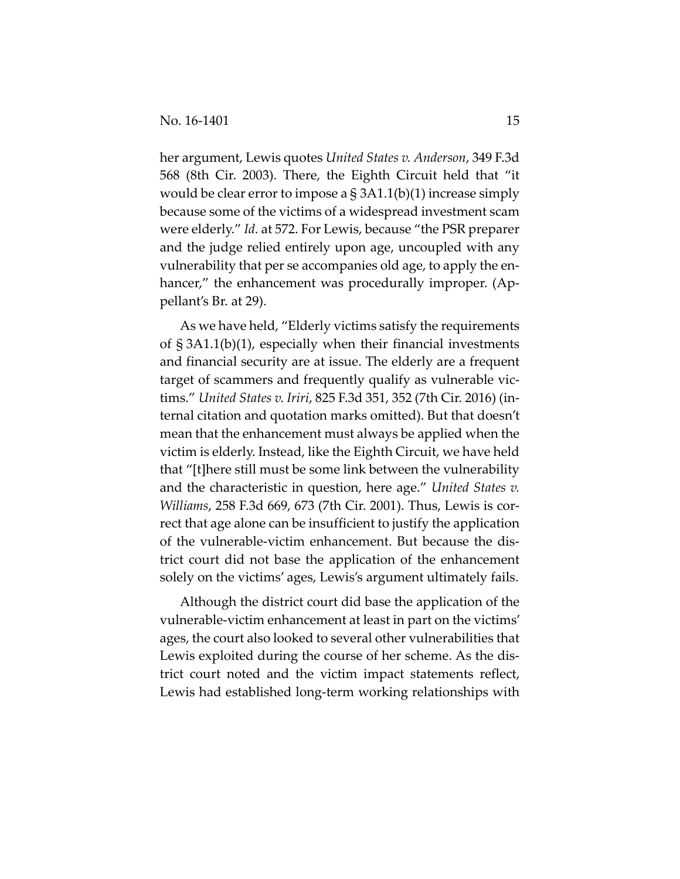her argument, Lewis quotes *United States v. Anderson*, 349 F.3d 568 (8th Cir. 2003). There, the Eighth Circuit held that "it would be clear error to impose a § 3A1.1(b)(1) increase simply because some of the victims of a widespread investment scam were elderly." *Id.* at 572. For Lewis, because "the PSR preparer and the judge relied entirely upon age, uncoupled with any vulnerability that per se accompanies old age, to apply the enhancer," the enhancement was procedurally improper. (Appellant's Br. at 29).

As we have held, "Elderly victims satisfy the requirements of § 3A1.1(b)(1), especially when their financial investments and financial security are at issue. The elderly are a frequent target of scammers and frequently qualify as vulnerable victims." *United States v. Iriri*, 825 F.3d 351, 352 (7th Cir. 2016) (internal citation and quotation marks omitted). But that doesn't mean that the enhancement must always be applied when the victim is elderly. Instead, like the Eighth Circuit, we have held that "[t]here still must be some link between the vulnerability and the characteristic in question, here age." *United States v. Williams*, 258 F.3d 669, 673 (7th Cir. 2001). Thus, Lewis is correct that age alone can be insufficient to justify the application of the vulnerable-victim enhancement. But because the district court did not base the application of the enhancement solely on the victims' ages, Lewis's argument ultimately fails.

Although the district court did base the application of the vulnerable-victim enhancement at least in part on the victims' ages, the court also looked to several other vulnerabilities that Lewis exploited during the course of her scheme. As the district court noted and the victim impact statements reflect, Lewis had established long-term working relationships with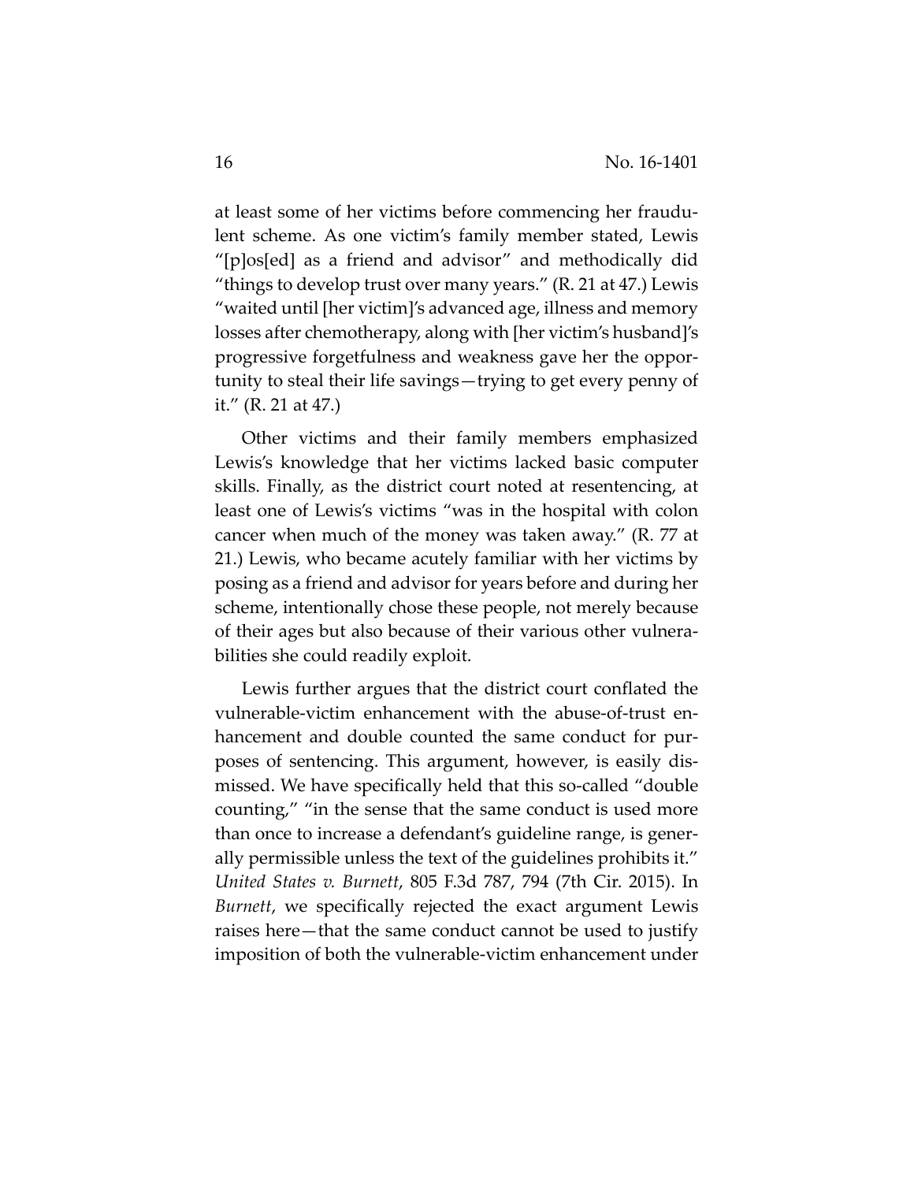at least some of her victims before commencing her fraudulent scheme. As one victim's family member stated, Lewis "[p]os[ed] as a friend and advisor" and methodically did "things to develop trust over many years." (R. 21 at 47.) Lewis "waited until [her victim]'s advanced age, illness and memory losses after chemotherapy, along with [her victim's husband]'s progressive forgetfulness and weakness gave her the opportunity to steal their life savings—trying to get every penny of it." (R. 21 at 47.)

Other victims and their family members emphasized Lewis's knowledge that her victims lacked basic computer skills. Finally, as the district court noted at resentencing, at least one of Lewis's victims "was in the hospital with colon cancer when much of the money was taken away." (R. 77 at 21.) Lewis, who became acutely familiar with her victims by posing as a friend and advisor for years before and during her scheme, intentionally chose these people, not merely because of their ages but also because of their various other vulnerabilities she could readily exploit.

Lewis further argues that the district court conflated the vulnerable-victim enhancement with the abuse-of-trust enhancement and double counted the same conduct for purposes of sentencing. This argument, however, is easily dismissed. We have specifically held that this so-called "double counting," "in the sense that the same conduct is used more than once to increase a defendant's guideline range, is generally permissible unless the text of the guidelines prohibits it." *United States v. Burnett*, 805 F.3d 787, 794 (7th Cir. 2015). In *Burnett*, we specifically rejected the exact argument Lewis raises here—that the same conduct cannot be used to justify imposition of both the vulnerable-victim enhancement under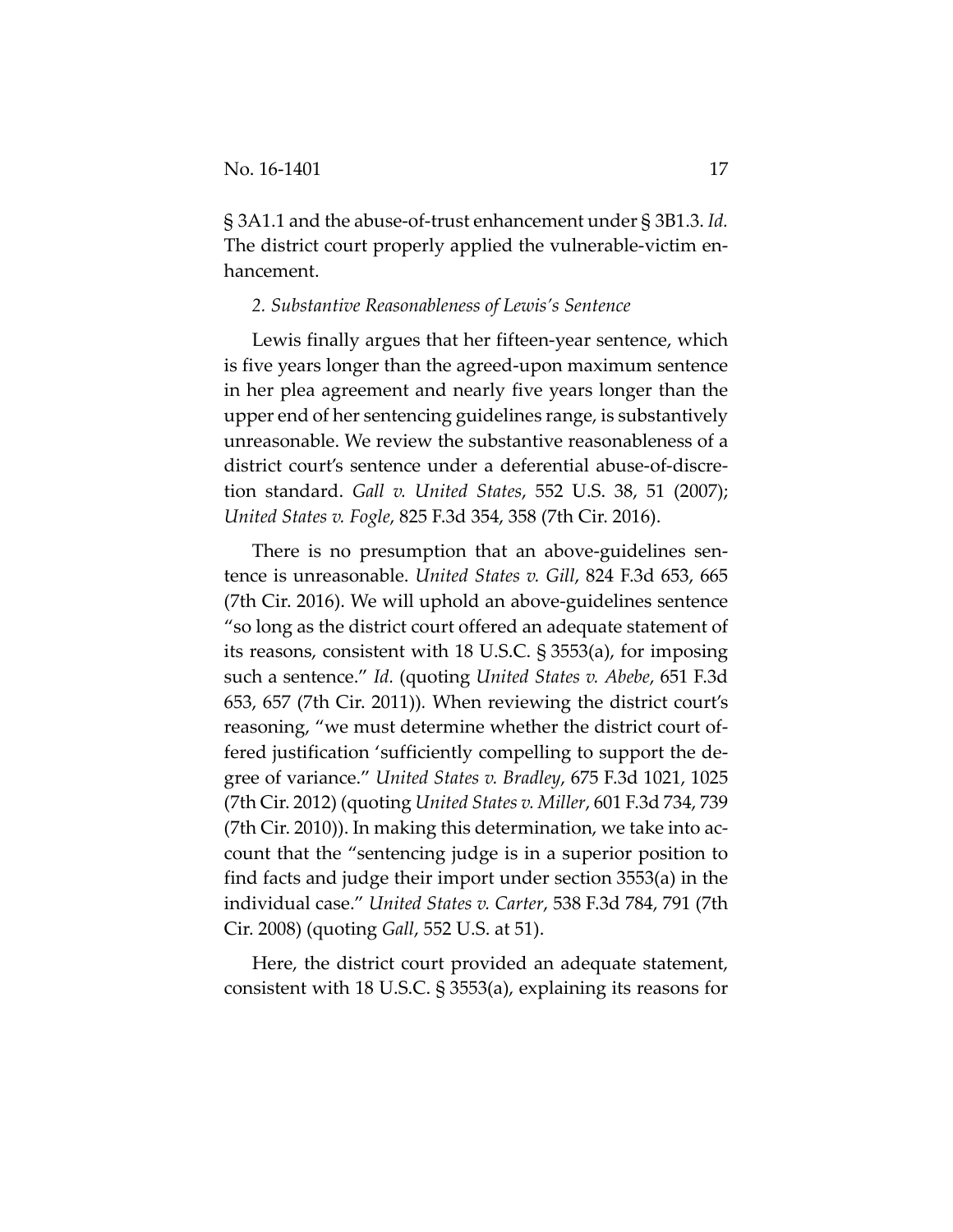§ 3A1.1 and the abuse-of-trust enhancement under § 3B1.3. *Id.* The district court properly applied the vulnerable-victim enhancement.

*2. Substantive Reasonableness of Lewis's Sentence*

Lewis finally argues that her fifteen-year sentence, which is five years longer than the agreed-upon maximum sentence in her plea agreement and nearly five years longer than the upper end of her sentencing guidelines range, is substantively unreasonable. We review the substantive reasonableness of a district court's sentence under a deferential abuse-of-discretion standard. *Gall v. United States*, 552 U.S. 38, 51 (2007); *United States v. Fogle*, 825 F.3d 354, 358 (7th Cir. 2016).

There is no presumption that an above-guidelines sentence is unreasonable. *United States v. Gill*, 824 F.3d 653, 665 (7th Cir. 2016). We will uphold an above-guidelines sentence "so long as the district court offered an adequate statement of its reasons, consistent with 18 U.S.C. § 3553(a), for imposing such a sentence." *Id.* (quoting *United States v. Abebe*, 651 F.3d 653, 657 (7th Cir. 2011)). When reviewing the district court's reasoning, "we must determine whether the district court offered justification 'sufficiently compelling to support the degree of variance.'" *United States v. Bradley*, 675 F.3d 1021, 1025 (7th Cir. 2012) (quoting *United States v. Miller*, 601 F.3d 734, 739 (7th Cir. 2010)). In making this determination, we take into account that the "sentencing judge is in a superior position to find facts and judge their import under section 3553(a) in the individual case." *United States v. Carter*, 538 F.3d 784, 791 (7th Cir. 2008) (quoting *Gall*, 552 U.S. at 51).

Here, the district court provided an adequate statement, consistent with 18 U.S.C. § 3553(a), explaining its reasons for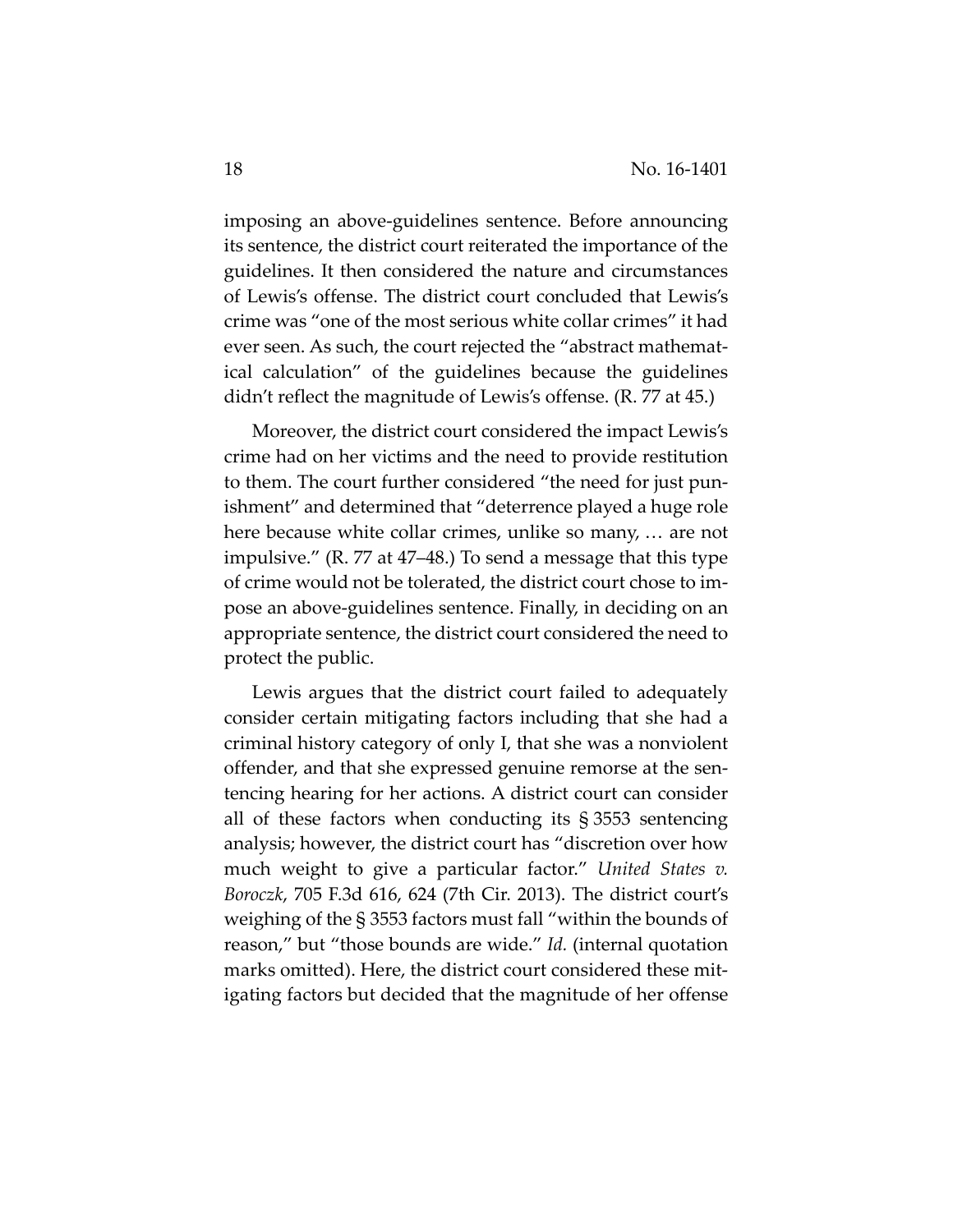imposing an above-guidelines sentence. Before announcing its sentence, the district court reiterated the importance of the guidelines. It then considered the nature and circumstances of Lewis's offense. The district court concluded that Lewis's crime was "one of the most serious white collar crimes" it had ever seen. As such, the court rejected the "abstract mathematical calculation" of the guidelines because the guidelines didn't reflect the magnitude of Lewis's offense. (R. 77 at 45.)

Moreover, the district court considered the impact Lewis's crime had on her victims and the need to provide restitution to them. The court further considered "the need for just punishment" and determined that "deterrence played a huge role here because white collar crimes, unlike so many, … are not impulsive." (R. 77 at 47–48.) To send a message that this type of crime would not be tolerated, the district court chose to impose an above-guidelines sentence. Finally, in deciding on an appropriate sentence, the district court considered the need to protect the public.

Lewis argues that the district court failed to adequately consider certain mitigating factors including that she had a criminal history category of only I, that she was a nonviolent offender, and that she expressed genuine remorse at the sentencing hearing for her actions. A district court can consider all of these factors when conducting its § 3553 sentencing analysis; however, the district court has "discretion over how much weight to give a particular factor." *United States v. Boroczk*, 705 F.3d 616, 624 (7th Cir. 2013). The district court's weighing of the § 3553 factors must fall "within the bounds of reason," but "those bounds are wide." *Id.* (internal quotation marks omitted). Here, the district court considered these mitigating factors but decided that the magnitude of her offense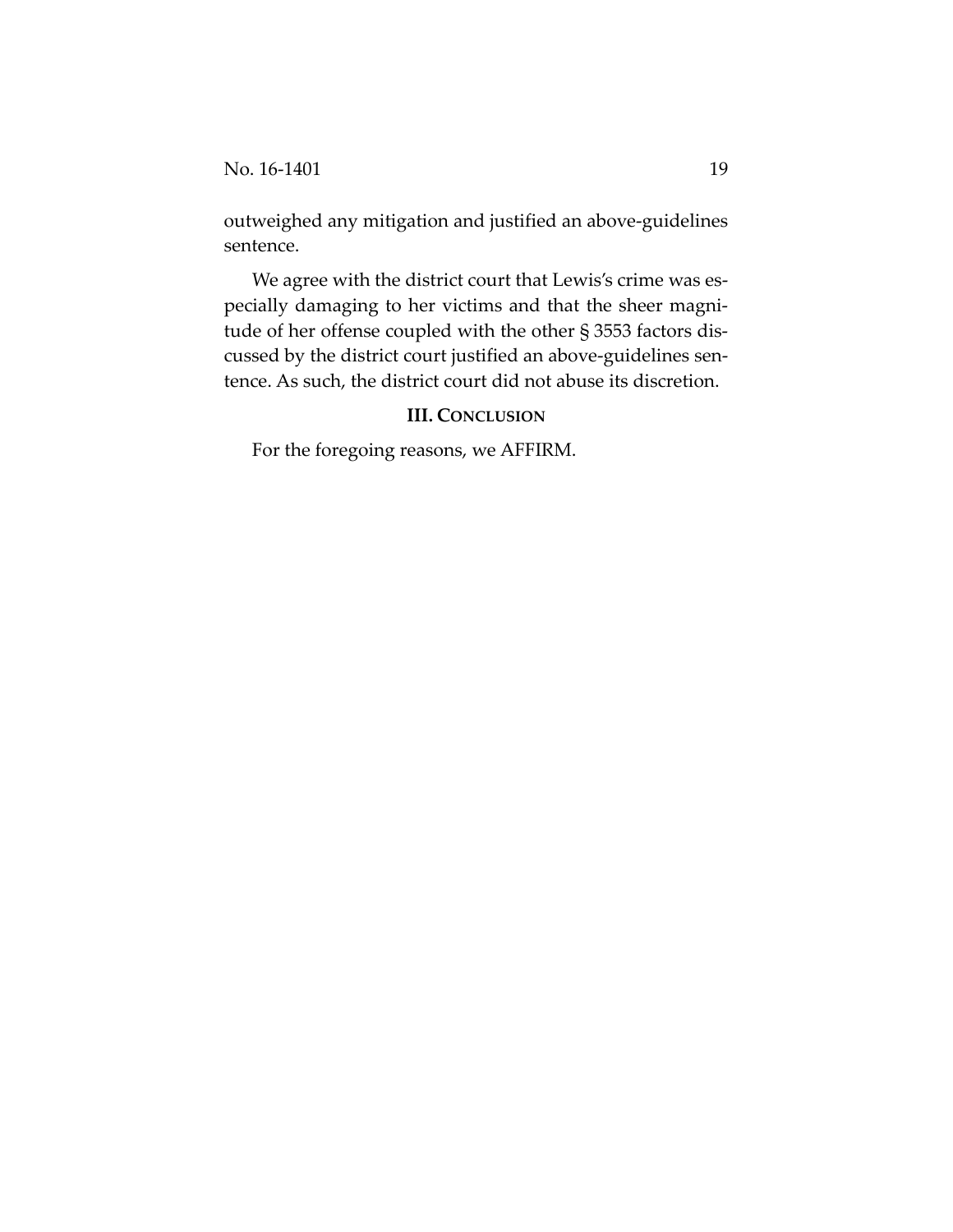outweighed any mitigation and justified an above-guidelines sentence.

We agree with the district court that Lewis's crime was especially damaging to her victims and that the sheer magnitude of her offense coupled with the other § 3553 factors discussed by the district court justified an above-guidelines sentence. As such, the district court did not abuse its discretion.

### III. CONCLUSION

For the foregoing reasons, we AFFIRM.